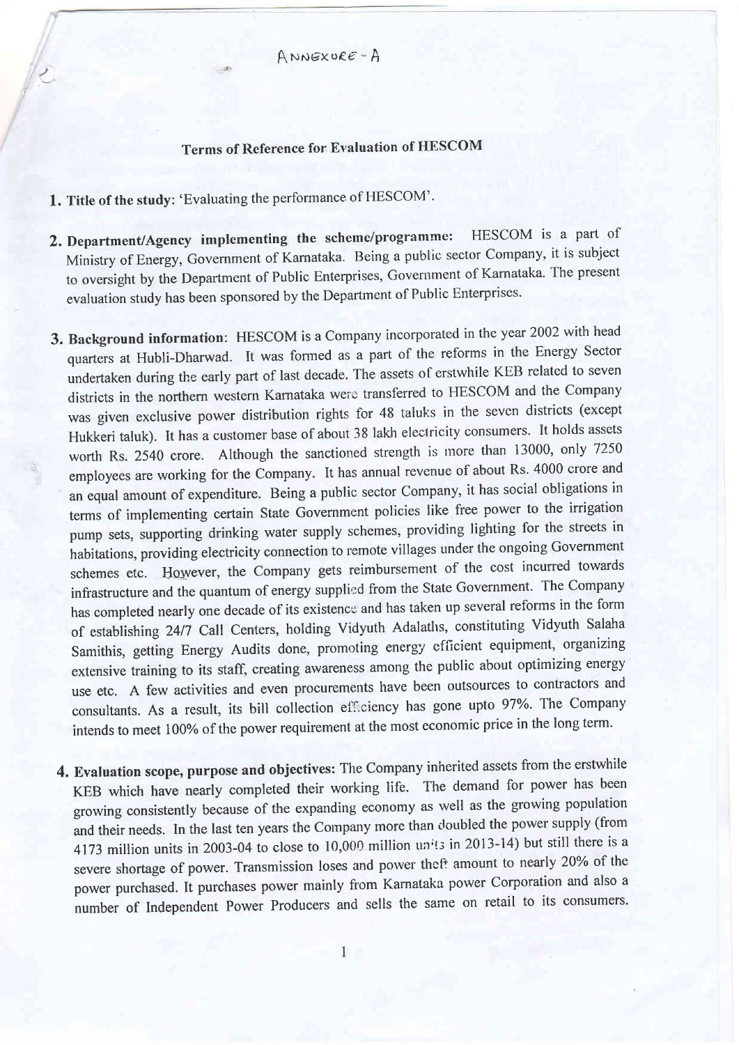ANNEXURE - A

## Terms of Reference for Evaluation of HESCOM

1. **Title of the study**: 'Evaluating the performance of HESCOM'.

2. **Department/Agency implementing the scheme/programme:** HESCOM is a part of Ministry of Energy, Government of Karnataka. Being a public sector Company, it is subject to oversight by the Department of Public Enterprises, Government of Karnataka. The present evaluation study has been sponsored by the Department of Public Enterprises.

3. **Background information**: HESCOM is a Company incorporated in the year 2002 with head quarters at Hubli-Dharwad. It was formed as a part of the reforms in the Energy Sector undertaken during the early part of last decade. The assets of erstwhile KEB related to seven districts in the northern western Karnataka were transferred to HESCOM and the Company was given exclusive power distribution rights for 48 taluks in the seven districts (except Hukkeri taluk). It has a customer base of about 38 lakh electricity consumers. It holds assets worth Rs. 2540 crore. Although the sanctioned strength is more than 13000, only 7250 employees are working for the Company. It has annual revenue of about Rs. 4000 crore and an equal amount of expenditure. Being a public sector Company, it has social obligations in terms of implementing certain State Government policies like free power to the irrigation pump sets, supporting drinking water supply schemes, providing lighting for the streets in habitations, providing electricity connection to remote villages under the ongoing Government schemes etc. However, the Company gets reimbursement of the cost incurred towards infrastructure and the quantum of energy supplied from the State Government. The Company has completed nearly one decade of its existence and has taken up several reforms in the form of establishing 24/7 Call Centers, holding Vidyuth Adalaths, constituting Vidyuth Salaha Samithis, getting Energy Audits done, promoting energy efficient equipment, organizing extensive training to its staff, creating awareness among the public about optimizing energy use etc. A few activities and even procurements have been outsources to contractors and consultants. As a result, its bill collection efficiency has gone upto 97%. The Company intends to meet 100% of the power requirement at the most economic price in the long term.

4. **Evaluation scope, purpose and objectives:** The Company inherited assets from the erstwhile KEB which have nearly completed their working life. The demand for power has been growing consistently because of the expanding economy as well as the growing population and their needs. In the last ten years the Company more than doubled the power supply (from 4173 million units in 2003-04 to close to 10,000 million units in 2013-14) but still there is a severe shortage of power. Transmission loses and power theft amount to nearly 20% of the power purchased. It purchases power mainly from Karnataka power Corporation and also a number of Independent Power Producers and sells the same on retail to its consumers.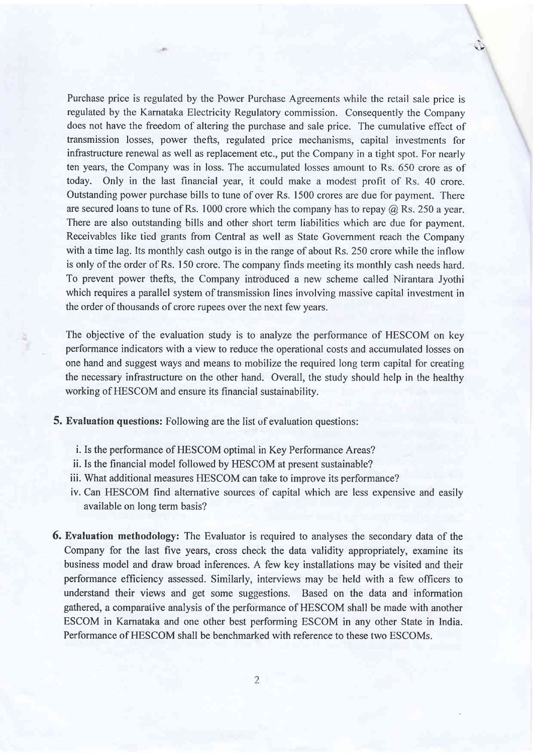Purchase price is regulated by the Power Purchase Agreements while the retail sale price is regulated by the Karnataka Electricity Regulatory commission. Consequently the Company does not have the freedom of altering the purchase and sale price. The cumulative effect of transmission losses, power thefts, regulated price mechanisms, capital investments for infrastructure renewal as well as replacement etc., put the Company in a tight spot. For nearly ten years, the Company was in loss. The accumulated losses amount to Rs. 650 crore as of today. Only in the last financial year, it could make a modest profit of Rs. 40 crore. Outstanding power purchase bills to tune of over Rs. 1500 crores are due for payment. There are secured loans to tune of Rs. 1000 crore which the company has to repay @ Rs. 250 a year. There are also outstanding bills and other short term liabilities which are due for payment. Receivables like tied grants from Central as well as State Government reach the Company with a time lag. Its monthly cash outgo is in the range of about Rs. 250 crore while the inflow is only of the order of Rs. 150 crore. The company finds meeting its monthly cash needs hard. To prevent power thefts, the Company introduced a new scheme called Nirantara Jyothi which requires a parallel system of transmission lines involving massive capital investment in the order of thousands of crore rupees over the next few years.

The objective of the evaluation study is to analyze the performance of HESCOM on key performance indicators with a view to reduce the operational costs and accumulated losses on one hand and suggest ways and means to mobilize the required long term capital for creating the necessary infrastructure on the other hand. Overall, the study should help in the healthy working of HESCOM and ensure its financial sustainability.

**5. Evaluation questions:** Following are the list of evaluation questions:

i. Is the performance of HESCOM optimal in Key Performance Areas?
ii. Is the financial model followed by HESCOM at present sustainable?
iii. What additional measures HESCOM can take to improve its performance?
iv. Can HESCOM find alternative sources of capital which are less expensive and easily available on long term basis?

**6. Evaluation methodology:** The Evaluator is required to analyses the secondary data of the Company for the last five years, cross check the data validity appropriately, examine its business model and draw broad inferences. A few key installations may be visited and their performance efficiency assessed. Similarly, interviews may be held with a few officers to understand their views and get some suggestions. Based on the data and information gathered, a comparative analysis of the performance of HESCOM shall be made with another ESCOM in Karnataka and one other best performing ESCOM in any other State in India. Performance of HESCOM shall be benchmarked with reference to these two ESCOMs.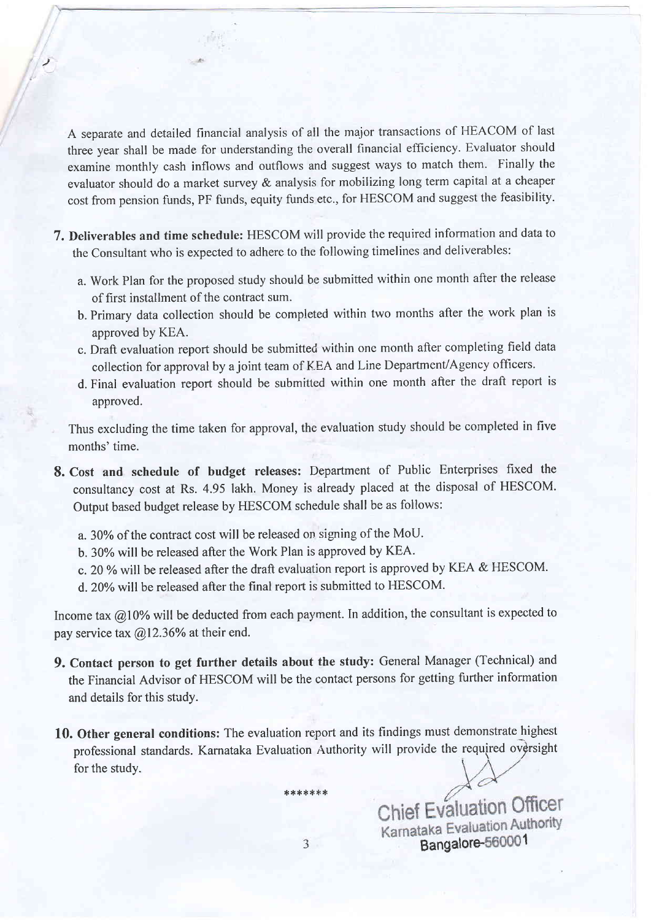A separate and detailed financial analysis of all the major transactions of HEACOM of last three year shall be made for understanding the overall financial efficiency. Evaluator should examine monthly cash inflows and outflows and suggest ways to match them. Finally the evaluator should do a market survey & analysis for mobilizing long term capital at a cheaper cost from pension funds, PF funds, equity funds etc., for HESCOM and suggest the feasibility.

7. **Deliverables and time schedule:** HESCOM will provide the required information and data to the Consultant who is expected to adhere to the following timelines and deliverables:

   a. Work Plan for the proposed study should be submitted within one month after the release of first installment of the contract sum.
   b. Primary data collection should be completed within two months after the work plan is approved by KEA.
   c. Draft evaluation report should be submitted within one month after completing field data collection for approval by a joint team of KEA and Line Department/Agency officers.
   d. Final evaluation report should be submitted within one month after the draft report is approved.

   Thus excluding the time taken for approval, the evaluation study should be completed in five months' time.

8. **Cost and schedule of budget releases:** Department of Public Enterprises fixed the consultancy cost at Rs. 4.95 lakh. Money is already placed at the disposal of HESCOM. Output based budget release by HESCOM schedule shall be as follows:

   a. 30% of the contract cost will be released on signing of the MoU.
   b. 30% will be released after the Work Plan is approved by KEA.
   c. 20 % will be released after the draft evaluation report is approved by KEA & HESCOM.
   d. 20% will be released after the final report is submitted to HESCOM.

Income tax @10% will be deducted from each payment. In addition, the consultant is expected to pay service tax @12.36% at their end.

9. **Contact person to get further details about the study:** General Manager (Technical) and the Financial Advisor of HESCOM will be the contact persons for getting further information and details for this study.

10. **Other general conditions:** The evaluation report and its findings must demonstrate highest professional standards. Karnataka Evaluation Authority will provide the required oversight for the study.

*******

Chief Evaluation Officer
Karnataka Evaluation Authority
Bangalore-560001